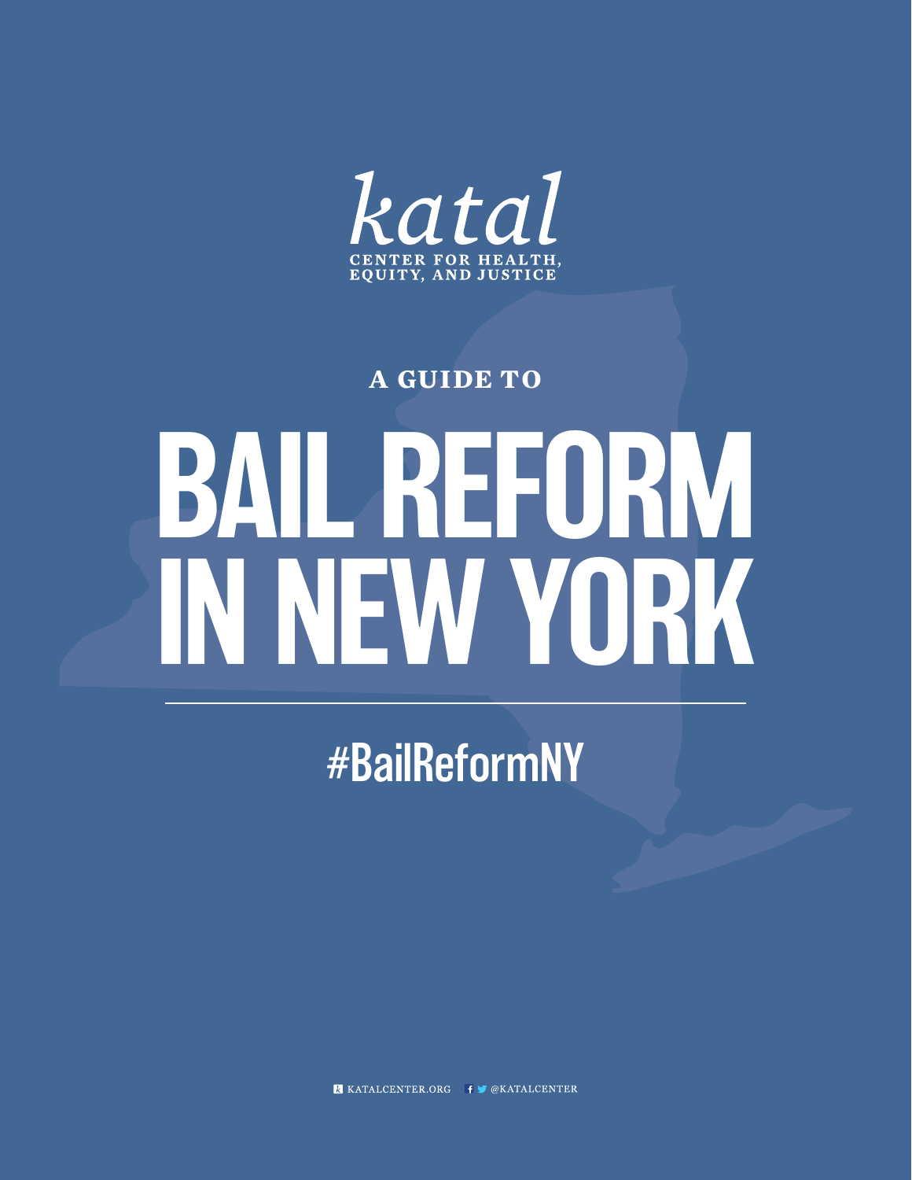katal

CENTER FOR HEALTH, EQUITY, AND JUSTICE

**A GUIDE TO**

# BAIL REFORM IN NEW YORK

#BailReformNY

KATALCENTER.ORG @KATALCENTER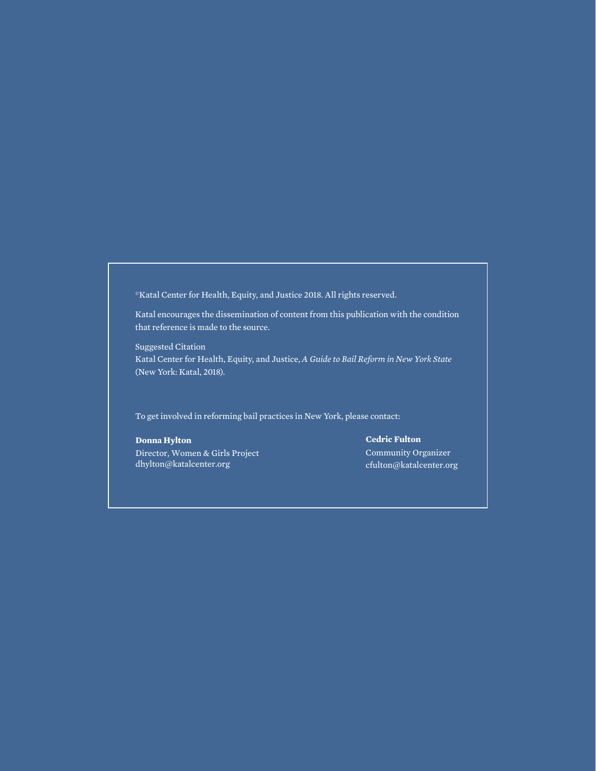©Katal Center for Health, Equity, and Justice 2018. All rights reserved.

Katal encourages the dissemination of content from this publication with the condition that reference is made to the source.

Suggested Citation
Katal Center for Health, Equity, and Justice, *A Guide to Bail Reform in New York State* (New York: Katal, 2018).

To get involved in reforming bail practices in New York, please contact:

**Donna Hylton**
Director, Women & Girls Project
dhylton@katalcenter.org

**Cedric Fulton**
Community Organizer
cfulton@katalcenter.org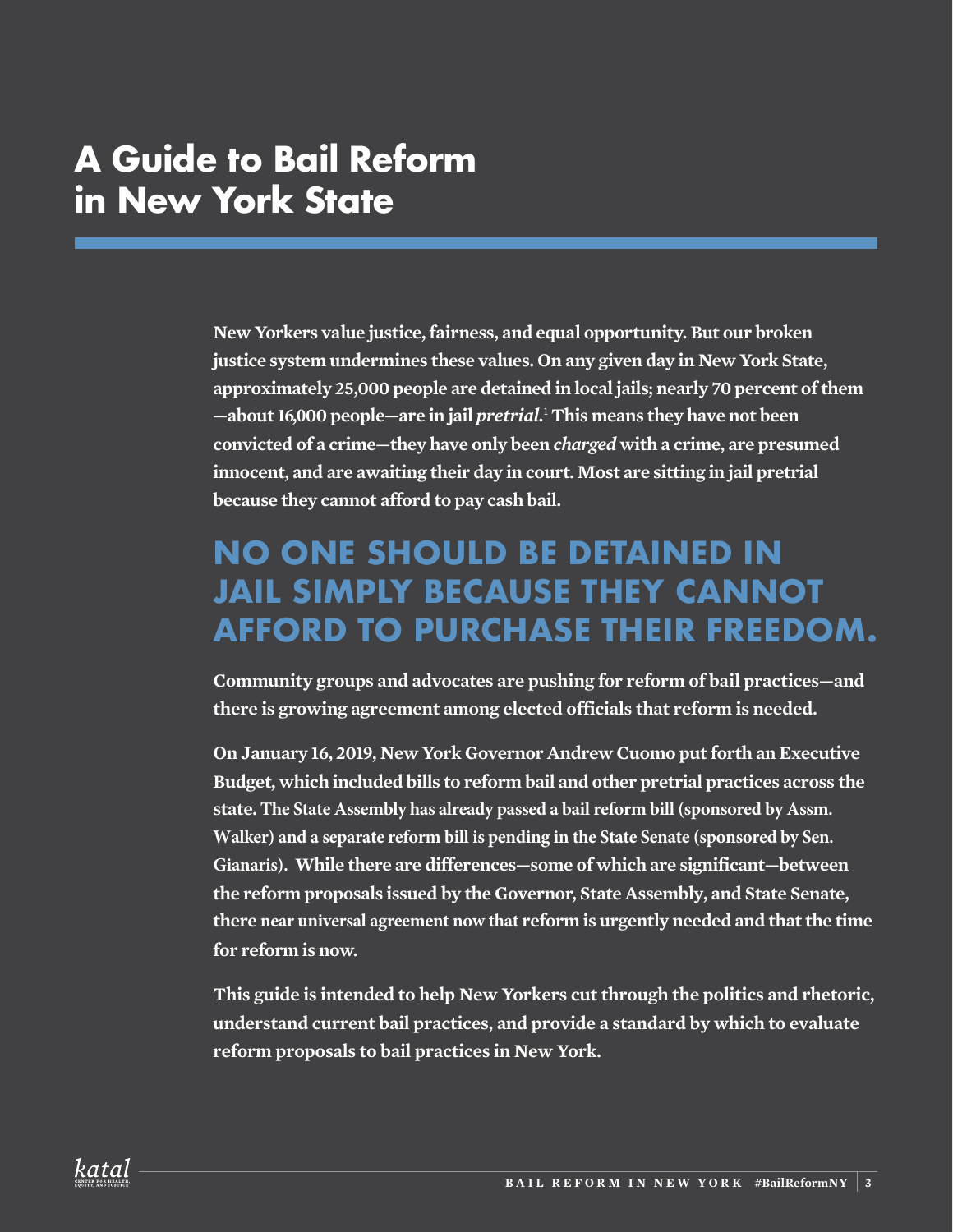# A Guide to Bail Reform in New York State

**New Yorkers value justice, fairness, and equal opportunity. But our broken justice system undermines these values. On any given day in New York State, approximately 25,000 people are detained in local jails; nearly 70 percent of them —about 16,000 people—are in jail *pretrial*.[1] This means they have not been convicted of a crime—they have only been *charged* with a crime, are presumed innocent, and are awaiting their day in court. Most are sitting in jail pretrial because they cannot afford to pay cash bail.**

## NO ONE SHOULD BE DETAINED IN JAIL SIMPLY BECAUSE THEY CANNOT AFFORD TO PURCHASE THEIR FREEDOM.

**Community groups and advocates are pushing for reform of bail practices—and there is growing agreement among elected officials that reform is needed.**

**On January 16, 2019, New York Governor Andrew Cuomo put forth an Executive Budget, which included bills to reform bail and other pretrial practices across the state. The State Assembly has already passed a bail reform bill (sponsored by Assm. Walker) and a separate reform bill is pending in the State Senate (sponsored by Sen. Gianaris). While there are differences—some of which are significant—between the reform proposals issued by the Governor, State Assembly, and State Senate, there near universal agreement now that reform is urgently needed and that the time for reform is now.**

**This guide is intended to help New Yorkers cut through the politics and rhetoric, understand current bail practices, and provide a standard by which to evaluate reform proposals to bail practices in New York.**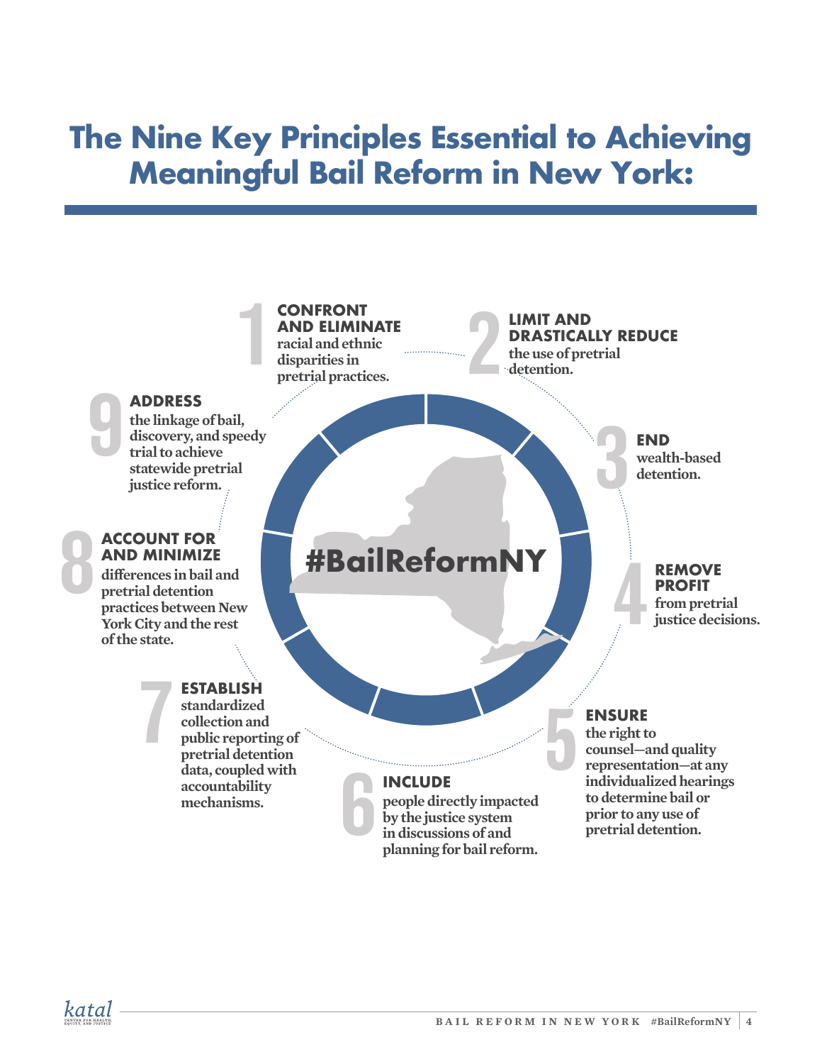# The Nine Key Principles Essential to Achieving Meaningful Bail Reform in New York:

#BailReformNY

1. **CONFRONT AND ELIMINATE** racial and ethnic disparities in pretrial practices.
2. **LIMIT AND DRASTICALLY REDUCE** the use of pretrial detention.
3. **END** wealth-based detention.
4. **REMOVE PROFIT** from pretrial justice decisions.
5. **ENSURE** the right to counsel—and quality representation—at any individualized hearings to determine bail or prior to any use of pretrial detention.
6. **INCLUDE** people directly impacted by the justice system in discussions of and planning for bail reform.
7. **ESTABLISH** standardized collection and public reporting of pretrial detention data, coupled with accountability mechanisms.
8. **ACCOUNT FOR AND MINIMIZE** differences in bail and pretrial detention practices between New York City and the rest of the state.
9. **ADDRESS** the linkage of bail, discovery, and speedy trial to achieve statewide pretrial justice reform.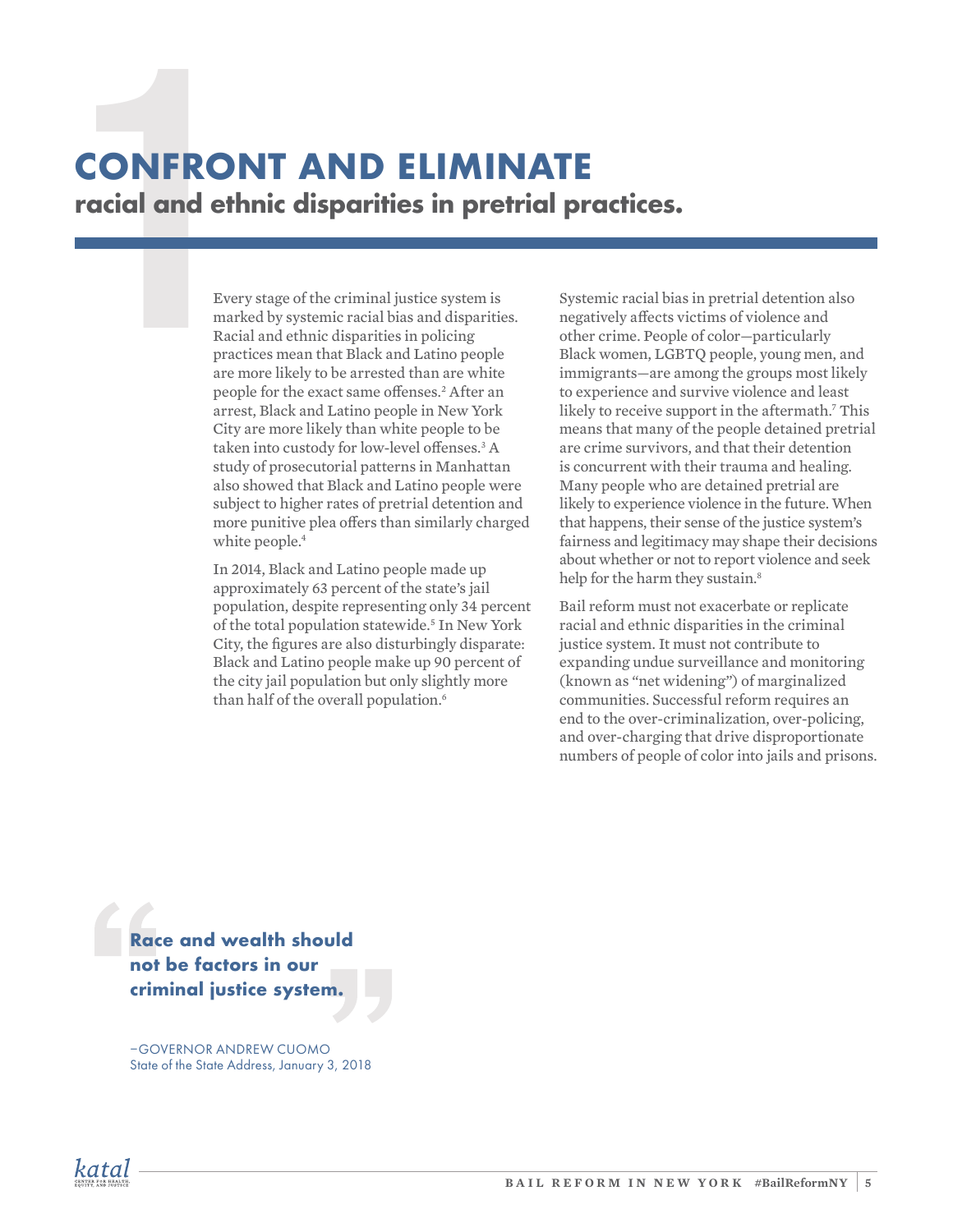# CONFRONT AND ELIMINATE

## racial and ethnic disparities in pretrial practices.

Every stage of the criminal justice system is marked by systemic racial bias and disparities. Racial and ethnic disparities in policing practices mean that Black and Latino people are more likely to be arrested than are white people for the exact same offenses.[2] After an arrest, Black and Latino people in New York City are more likely than white people to be taken into custody for low-level offenses.[3] A study of prosecutorial patterns in Manhattan also showed that Black and Latino people were subject to higher rates of pretrial detention and more punitive plea offers than similarly charged white people.[4]

In 2014, Black and Latino people made up approximately 63 percent of the state's jail population, despite representing only 34 percent of the total population statewide.[5] In New York City, the figures are also disturbingly disparate: Black and Latino people make up 90 percent of the city jail population but only slightly more than half of the overall population.[6]

Systemic racial bias in pretrial detention also negatively affects victims of violence and other crime. People of color—particularly Black women, LGBTQ people, young men, and immigrants—are among the groups most likely to experience and survive violence and least likely to receive support in the aftermath.[7] This means that many of the people detained pretrial are crime survivors, and that their detention is concurrent with their trauma and healing. Many people who are detained pretrial are likely to experience violence in the future. When that happens, their sense of the justice system's fairness and legitimacy may shape their decisions about whether or not to report violence and seek help for the harm they sustain.[8]

Bail reform must not exacerbate or replicate racial and ethnic disparities in the criminal justice system. It must not contribute to expanding undue surveillance and monitoring (known as "net widening") of marginalized communities. Successful reform requires an end to the over-criminalization, over-policing, and over-charging that drive disproportionate numbers of people of color into jails and prisons.

> **"Race and wealth should not be factors in our criminal justice system."**
>
> —GOVERNOR ANDREW CUOMO
> State of the State Address, January 3, 2018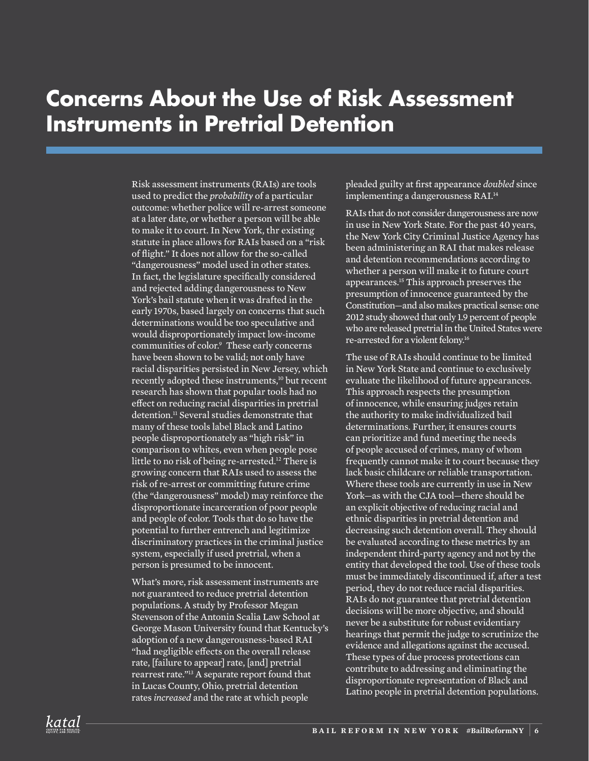# Concerns About the Use of Risk Assessment Instruments in Pretrial Detention

Risk assessment instruments (RAIs) are tools used to predict the *probability* of a particular outcome: whether police will re-arrest someone at a later date, or whether a person will be able to make it to court. In New York, thr existing statute in place allows for RAIs based on a "risk of flight." It does not allow for the so-called "dangerousness" model used in other states. In fact, the legislature specifically considered and rejected adding dangerousness to New York's bail statute when it was drafted in the early 1970s, based largely on concerns that such determinations would be too speculative and would disproportionately impact low-income communities of color.[9] These early concerns have been shown to be valid; not only have racial disparities persisted in New Jersey, which recently adopted these instruments,[10] but recent research has shown that popular tools had no effect on reducing racial disparities in pretrial detention.[11] Several studies demonstrate that many of these tools label Black and Latino people disproportionately as "high risk" in comparison to whites, even when people pose little to no risk of being re-arrested.[12] There is growing concern that RAIs used to assess the risk of re-arrest or committing future crime (the "dangerousness" model) may reinforce the disproportionate incarceration of poor people and people of color. Tools that do so have the potential to further entrench and legitimize discriminatory practices in the criminal justice system, especially if used pretrial, when a person is presumed to be innocent.

What's more, risk assessment instruments are not guaranteed to reduce pretrial detention populations. A study by Professor Megan Stevenson of the Antonin Scalia Law School at George Mason University found that Kentucky's adoption of a new dangerousness-based RAI "had negligible effects on the overall release rate, [failure to appear] rate, [and] pretrial rearrest rate."[13] A separate report found that in Lucas County, Ohio, pretrial detention rates *increased* and the rate at which people pleaded guilty at first appearance *doubled* since implementing a dangerousness RAI.[14]

RAIs that do not consider dangerousness are now in use in New York State. For the past 40 years, the New York City Criminal Justice Agency has been administering an RAI that makes release and detention recommendations according to whether a person will make it to future court appearances.[15] This approach preserves the presumption of innocence guaranteed by the Constitution—and also makes practical sense: one 2012 study showed that only 1.9 percent of people who are released pretrial in the United States were re-arrested for a violent felony.[16]

The use of RAIs should continue to be limited in New York State and continue to exclusively evaluate the likelihood of future appearances. This approach respects the presumption of innocence, while ensuring judges retain the authority to make individualized bail determinations. Further, it ensures courts can prioritize and fund meeting the needs of people accused of crimes, many of whom frequently cannot make it to court because they lack basic childcare or reliable transportation. Where these tools are currently in use in New York—as with the CJA tool—there should be an explicit objective of reducing racial and ethnic disparities in pretrial detention and decreasing such detention overall. They should be evaluated according to these metrics by an independent third-party agency and not by the entity that developed the tool. Use of these tools must be immediately discontinued if, after a test period, they do not reduce racial disparities. RAIs do not guarantee that pretrial detention decisions will be more objective, and should never be a substitute for robust evidentiary hearings that permit the judge to scrutinize the evidence and allegations against the accused. These types of due process protections can contribute to addressing and eliminating the disproportionate representation of Black and Latino people in pretrial detention populations.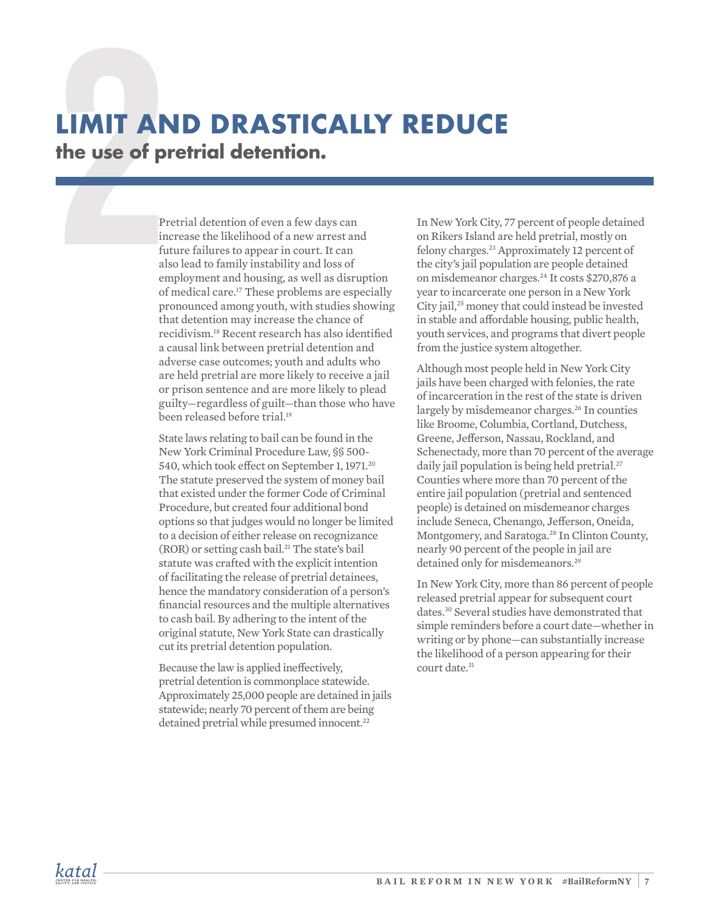# 2 LIMIT AND DRASTICALLY REDUCE

## the use of pretrial detention.

Pretrial detention of even a few days can increase the likelihood of a new arrest and future failures to appear in court. It can also lead to family instability and loss of employment and housing, as well as disruption of medical care.[17] These problems are especially pronounced among youth, with studies showing that detention may increase the chance of recidivism.[18] Recent research has also identified a causal link between pretrial detention and adverse case outcomes; youth and adults who are held pretrial are more likely to receive a jail or prison sentence and are more likely to plead guilty—regardless of guilt—than those who have been released before trial.[19]

State laws relating to bail can be found in the New York Criminal Procedure Law, §§ 500-540, which took effect on September 1, 1971.[20] The statute preserved the system of money bail that existed under the former Code of Criminal Procedure, but created four additional bond options so that judges would no longer be limited to a decision of either release on recognizance (ROR) or setting cash bail.[21] The state's bail statute was crafted with the explicit intention of facilitating the release of pretrial detainees, hence the mandatory consideration of a person's financial resources and the multiple alternatives to cash bail. By adhering to the intent of the original statute, New York State can drastically cut its pretrial detention population.

Because the law is applied ineffectively, pretrial detention is commonplace statewide. Approximately 25,000 people are detained in jails statewide; nearly 70 percent of them are being detained pretrial while presumed innocent.[22]

In New York City, 77 percent of people detained on Rikers Island are held pretrial, mostly on felony charges.[23] Approximately 12 percent of the city's jail population are people detained on misdemeanor charges.[24] It costs $270,876 a year to incarcerate one person in a New York City jail,[25] money that could instead be invested in stable and affordable housing, public health, youth services, and programs that divert people from the justice system altogether.

Although most people held in New York City jails have been charged with felonies, the rate of incarceration in the rest of the state is driven largely by misdemeanor charges.[26] In counties like Broome, Columbia, Cortland, Dutchess, Greene, Jefferson, Nassau, Rockland, and Schenectady, more than 70 percent of the average daily jail population is being held pretrial.[27] Counties where more than 70 percent of the entire jail population (pretrial and sentenced people) is detained on misdemeanor charges include Seneca, Chenango, Jefferson, Oneida, Montgomery, and Saratoga.[28] In Clinton County, nearly 90 percent of the people in jail are detained only for misdemeanors.[29]

In New York City, more than 86 percent of people released pretrial appear for subsequent court dates.[30] Several studies have demonstrated that simple reminders before a court date—whether in writing or by phone—can substantially increase the likelihood of a person appearing for their court date.[31]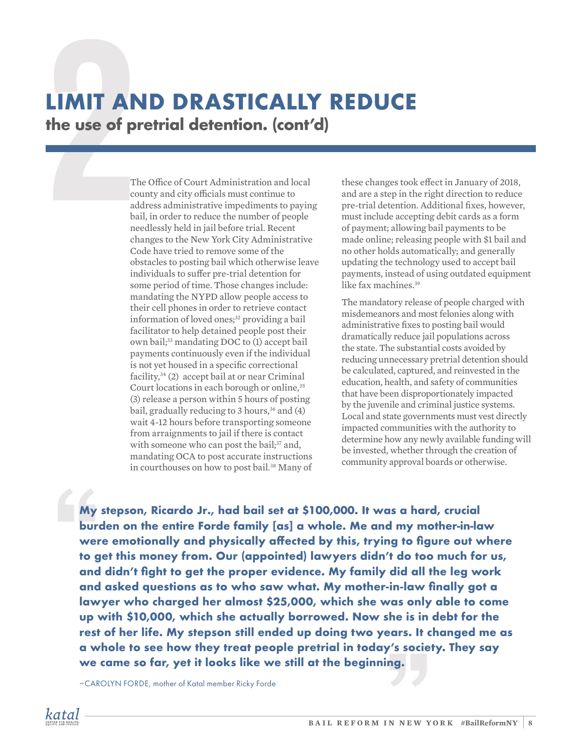# LIMIT AND DRASTICALLY REDUCE

## the use of pretrial detention. (cont'd)

The Office of Court Administration and local county and city officials must continue to address administrative impediments to paying bail, in order to reduce the number of people needlessly held in jail before trial. Recent changes to the New York City Administrative Code have tried to remove some of the obstacles to posting bail which otherwise leave individuals to suffer pre-trial detention for some period of time. Those changes include: mandating the NYPD allow people access to their cell phones in order to retrieve contact information of loved ones;[32] providing a bail facilitator to help detained people post their own bail;[33] mandating DOC to (1) accept bail payments continuously even if the individual is not yet housed in a specific correctional facility,[34] (2) accept bail at or near Criminal Court locations in each borough or online,[35] (3) release a person within 5 hours of posting bail, gradually reducing to 3 hours,[36] and (4) wait 4-12 hours before transporting someone from arraignments to jail if there is contact with someone who can post the bail;[37] and, mandating OCA to post accurate instructions in courthouses on how to post bail.[38] Many of these changes took effect in January of 2018, and are a step in the right direction to reduce pre-trial detention. Additional fixes, however, must include accepting debit cards as a form of payment; allowing bail payments to be made online; releasing people with $1 bail and no other holds automatically; and generally updating the technology used to accept bail payments, instead of using outdated equipment like fax machines.[39]

The mandatory release of people charged with misdemeanors and most felonies along with administrative fixes to posting bail would dramatically reduce jail populations across the state. The substantial costs avoided by reducing unnecessary pretrial detention should be calculated, captured, and reinvested in the education, health, and safety of communities that have been disproportionately impacted by the juvenile and criminal justice systems. Local and state governments must vest directly impacted communities with the authority to determine how any newly available funding will be invested, whether through the creation of community approval boards or otherwise.

> **"My stepson, Ricardo Jr., had bail set at $100,000. It was a hard, crucial burden on the entire Forde family [as] a whole. Me and my mother-in-law were emotionally and physically affected by this, trying to figure out where to get this money from. Our (appointed) lawyers didn't do too much for us, and didn't fight to get the proper evidence. My family did all the leg work and asked questions as to who saw what. My mother-in-law finally got a lawyer who charged her almost $25,000, which she was only able to come up with $10,000, which she actually borrowed. Now she is in debt for the rest of her life. My stepson still ended up doing two years. It changed me as a whole to see how they treat people pretrial in today's society. They say we came so far, yet it looks like we still at the beginning."**
>
> —CAROLYN FORDE, mother of Katal member Ricky Forde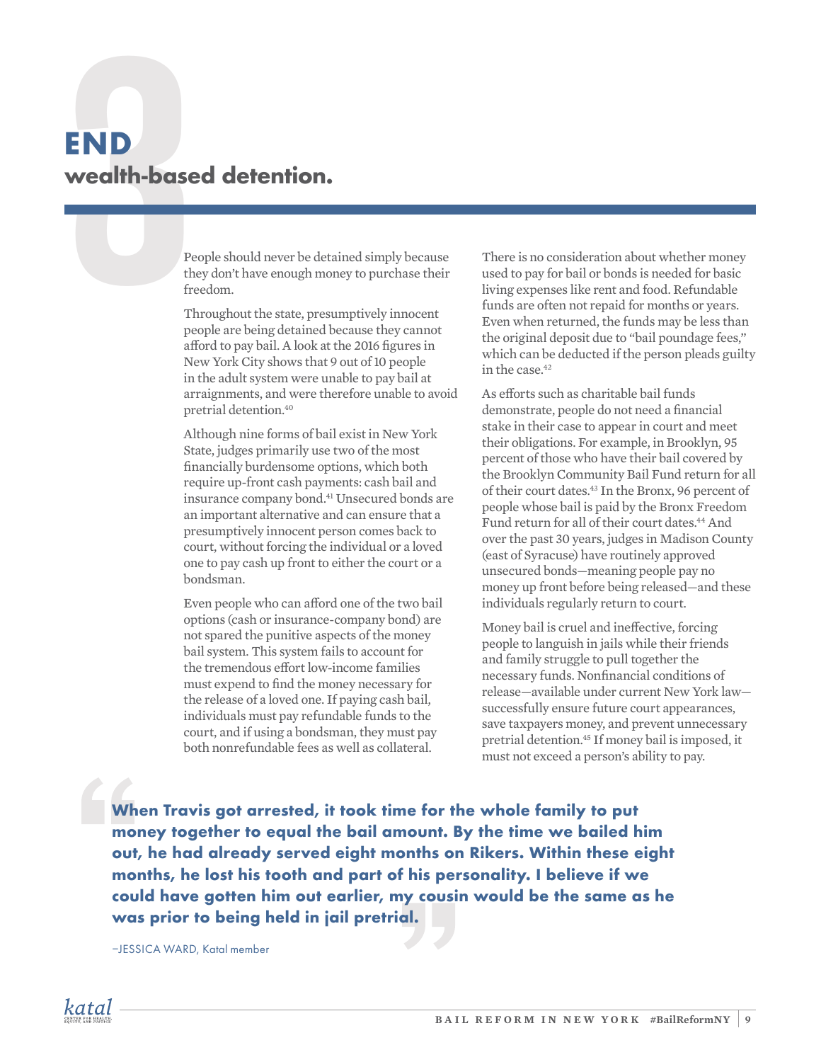# END wealth-based detention.

People should never be detained simply because they don't have enough money to purchase their freedom.

Throughout the state, presumptively innocent people are being detained because they cannot afford to pay bail. A look at the 2016 figures in New York City shows that 9 out of 10 people in the adult system were unable to pay bail at arraignments, and were therefore unable to avoid pretrial detention.[40]

Although nine forms of bail exist in New York State, judges primarily use two of the most financially burdensome options, which both require up-front cash payments: cash bail and insurance company bond.[41] Unsecured bonds are an important alternative and can ensure that a presumptively innocent person comes back to court, without forcing the individual or a loved one to pay cash up front to either the court or a bondsman.

Even people who can afford one of the two bail options (cash or insurance-company bond) are not spared the punitive aspects of the money bail system. This system fails to account for the tremendous effort low-income families must expend to find the money necessary for the release of a loved one. If paying cash bail, individuals must pay refundable funds to the court, and if using a bondsman, they must pay both nonrefundable fees as well as collateral.

There is no consideration about whether money used to pay for bail or bonds is needed for basic living expenses like rent and food. Refundable funds are often not repaid for months or years. Even when returned, the funds may be less than the original deposit due to "bail poundage fees," which can be deducted if the person pleads guilty in the case.[42]

As efforts such as charitable bail funds demonstrate, people do not need a financial stake in their case to appear in court and meet their obligations. For example, in Brooklyn, 95 percent of those who have their bail covered by the Brooklyn Community Bail Fund return for all of their court dates.[43] In the Bronx, 96 percent of people whose bail is paid by the Bronx Freedom Fund return for all of their court dates.[44] And over the past 30 years, judges in Madison County (east of Syracuse) have routinely approved unsecured bonds—meaning people pay no money up front before being released—and these individuals regularly return to court.

Money bail is cruel and ineffective, forcing people to languish in jails while their friends and family struggle to pull together the necessary funds. Nonfinancial conditions of release—available under current New York law—successfully ensure future court appearances, save taxpayers money, and prevent unnecessary pretrial detention.[45] If money bail is imposed, it must not exceed a person's ability to pay.

> **When Travis got arrested, it took time for the whole family to put money together to equal the bail amount. By the time we bailed him out, he had already served eight months on Rikers. Within these eight months, he lost his tooth and part of his personality. I believe if we could have gotten him out earlier, my cousin would be the same as he was prior to being held in jail pretrial.**
>
> –JESSICA WARD, Katal member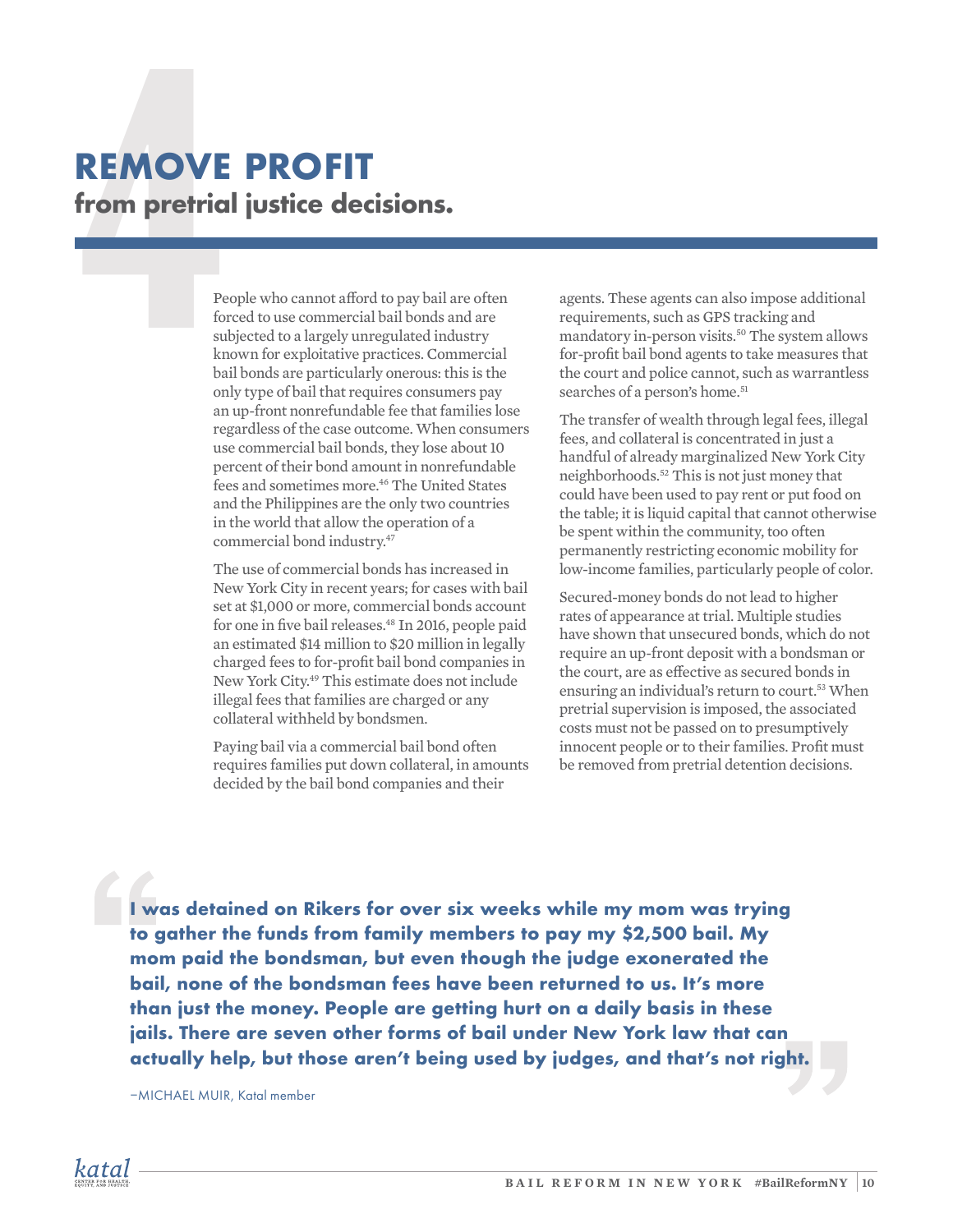# REMOVE PROFIT
## from pretrial justice decisions.

People who cannot afford to pay bail are often forced to use commercial bail bonds and are subjected to a largely unregulated industry known for exploitative practices. Commercial bail bonds are particularly onerous: this is the only type of bail that requires consumers pay an up-front nonrefundable fee that families lose regardless of the case outcome. When consumers use commercial bail bonds, they lose about 10 percent of their bond amount in nonrefundable fees and sometimes more.[46] The United States and the Philippines are the only two countries in the world that allow the operation of a commercial bond industry.[47]

The use of commercial bonds has increased in New York City in recent years; for cases with bail set at $1,000 or more, commercial bonds account for one in five bail releases.[48] In 2016, people paid an estimated $14 million to $20 million in legally charged fees to for-profit bail bond companies in New York City.[49] This estimate does not include illegal fees that families are charged or any collateral withheld by bondsmen.

Paying bail via a commercial bail bond often requires families put down collateral, in amounts decided by the bail bond companies and their agents. These agents can also impose additional requirements, such as GPS tracking and mandatory in-person visits.[50] The system allows for-profit bail bond agents to take measures that the court and police cannot, such as warrantless searches of a person's home.[51]

The transfer of wealth through legal fees, illegal fees, and collateral is concentrated in just a handful of already marginalized New York City neighborhoods.[52] This is not just money that could have been used to pay rent or put food on the table; it is liquid capital that cannot otherwise be spent within the community, too often permanently restricting economic mobility for low-income families, particularly people of color.

Secured-money bonds do not lead to higher rates of appearance at trial. Multiple studies have shown that unsecured bonds, which do not require an up-front deposit with a bondsman or the court, are as effective as secured bonds in ensuring an individual's return to court.[53] When pretrial supervision is imposed, the associated costs must not be passed on to presumptively innocent people or to their families. Profit must be removed from pretrial detention decisions.

> **"I was detained on Rikers for over six weeks while my mom was trying to gather the funds from family members to pay my $2,500 bail. My mom paid the bondsman, but even though the judge exonerated the bail, none of the bondsman fees have been returned to us. It's more than just the money. People are getting hurt on a daily basis in these jails. There are seven other forms of bail under New York law that can actually help, but those aren't being used by judges, and that's not right."**
>
> –MICHAEL MUIR, Katal member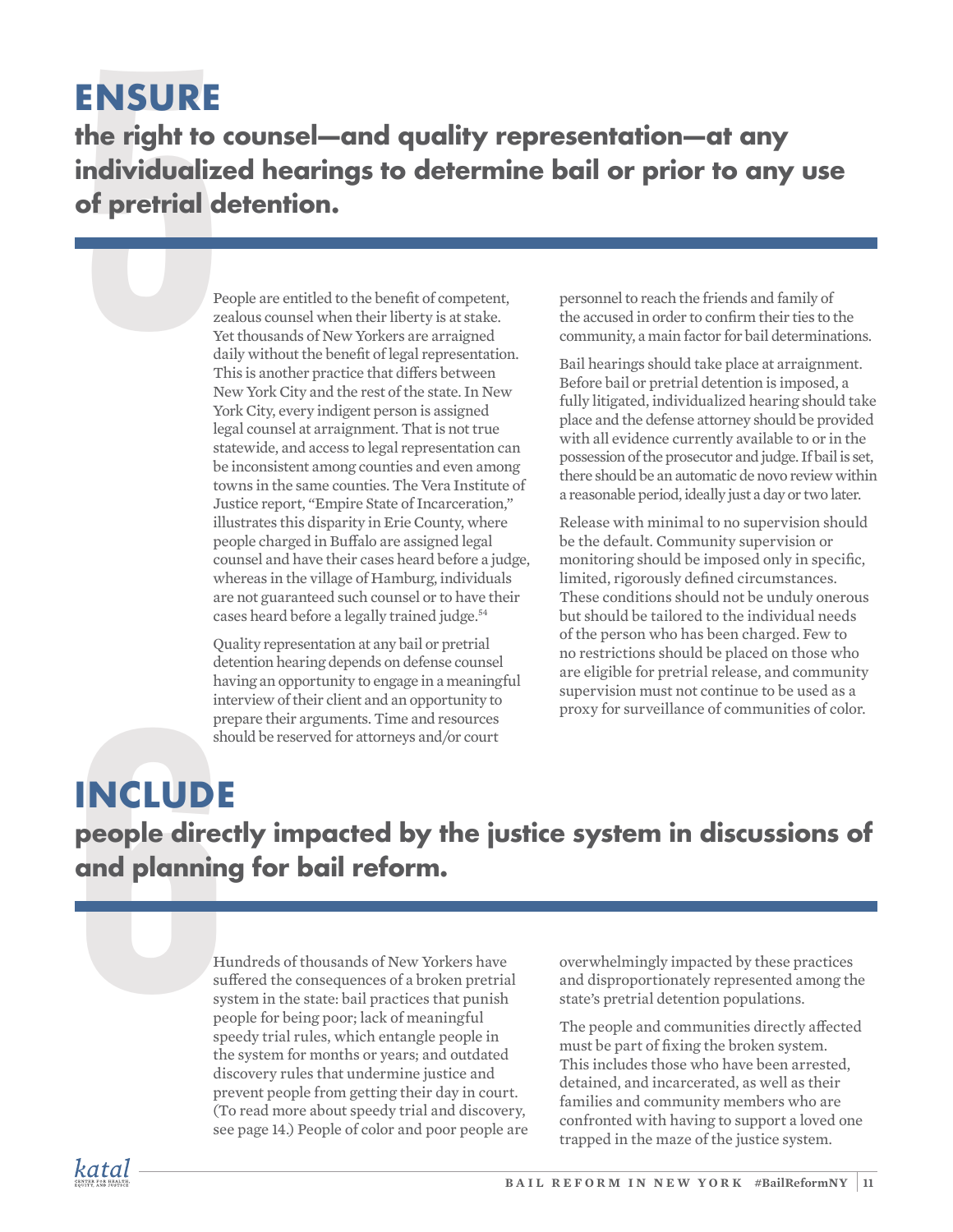# ENSURE

## the right to counsel—and quality representation—at any individualized hearings to determine bail or prior to any use of pretrial detention.

People are entitled to the benefit of competent, zealous counsel when their liberty is at stake. Yet thousands of New Yorkers are arraigned daily without the benefit of legal representation. This is another practice that differs between New York City and the rest of the state. In New York City, every indigent person is assigned legal counsel at arraignment. That is not true statewide, and access to legal representation can be inconsistent among counties and even among towns in the same counties. The Vera Institute of Justice report, "Empire State of Incarceration," illustrates this disparity in Erie County, where people charged in Buffalo are assigned legal counsel and have their cases heard before a judge, whereas in the village of Hamburg, individuals are not guaranteed such counsel or to have their cases heard before a legally trained judge.[54]

Quality representation at any bail or pretrial detention hearing depends on defense counsel having an opportunity to engage in a meaningful interview of their client and an opportunity to prepare their arguments. Time and resources should be reserved for attorneys and/or court personnel to reach the friends and family of the accused in order to confirm their ties to the community, a main factor for bail determinations.

Bail hearings should take place at arraignment. Before bail or pretrial detention is imposed, a fully litigated, individualized hearing should take place and the defense attorney should be provided with all evidence currently available to or in the possession of the prosecutor and judge. If bail is set, there should be an automatic de novo review within a reasonable period, ideally just a day or two later.

Release with minimal to no supervision should be the default. Community supervision or monitoring should be imposed only in specific, limited, rigorously defined circumstances. These conditions should not be unduly onerous but should be tailored to the individual needs of the person who has been charged. Few to no restrictions should be placed on those who are eligible for pretrial release, and community supervision must not continue to be used as a proxy for surveillance of communities of color.

# INCLUDE

## people directly impacted by the justice system in discussions of and planning for bail reform.

Hundreds of thousands of New Yorkers have suffered the consequences of a broken pretrial system in the state: bail practices that punish people for being poor; lack of meaningful speedy trial rules, which entangle people in the system for months or years; and outdated discovery rules that undermine justice and prevent people from getting their day in court. (To read more about speedy trial and discovery, see page 14.) People of color and poor people are overwhelmingly impacted by these practices and disproportionately represented among the state's pretrial detention populations.

The people and communities directly affected must be part of fixing the broken system. This includes those who have been arrested, detained, and incarcerated, as well as their families and community members who are confronted with having to support a loved one trapped in the maze of the justice system.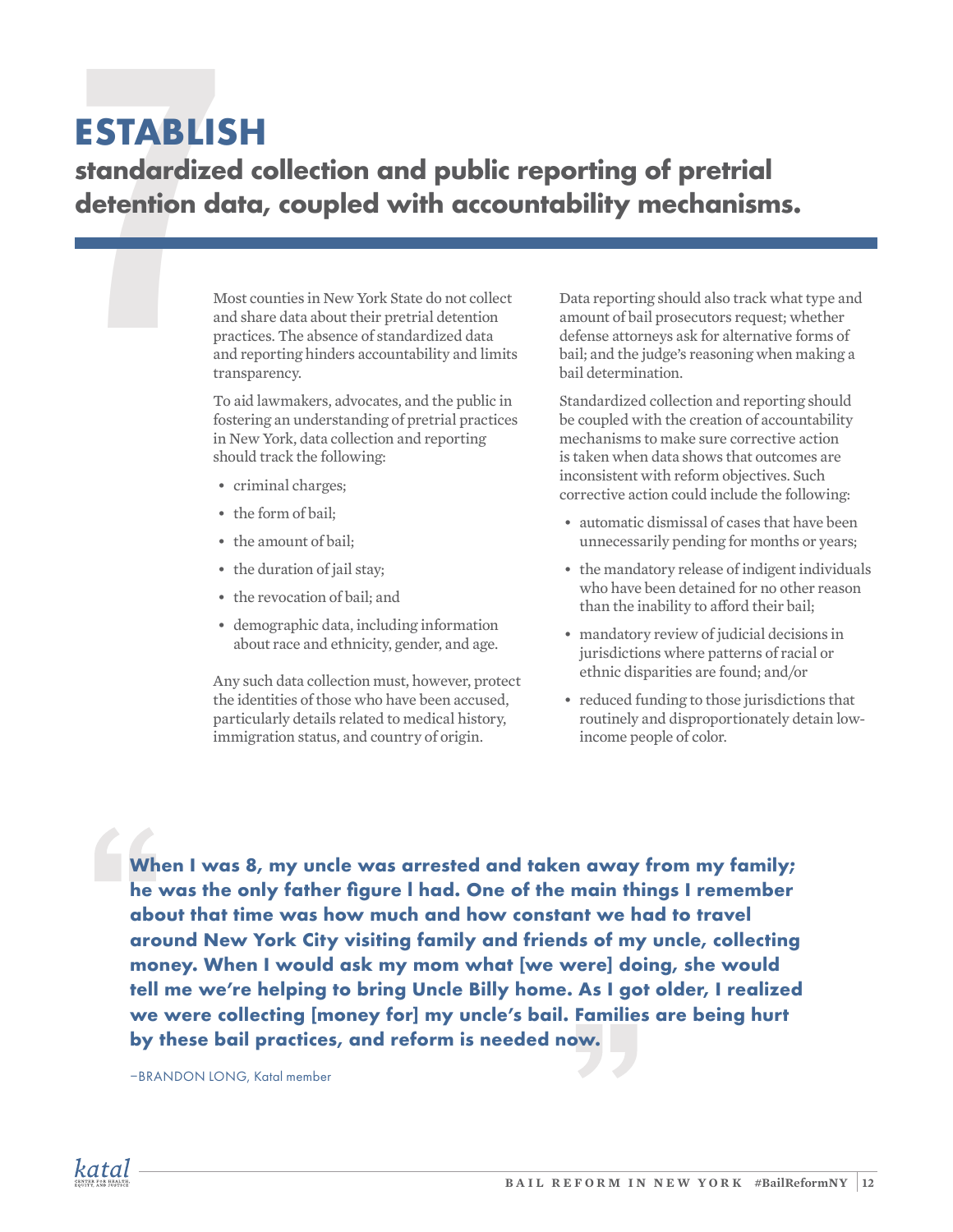# 7 ESTABLISH

## standardized collection and public reporting of pretrial detention data, coupled with accountability mechanisms.

Most counties in New York State do not collect and share data about their pretrial detention practices. The absence of standardized data and reporting hinders accountability and limits transparency.

To aid lawmakers, advocates, and the public in fostering an understanding of pretrial practices in New York, data collection and reporting should track the following:

- criminal charges;
- the form of bail;
- the amount of bail;
- the duration of jail stay;
- the revocation of bail; and
- demographic data, including information about race and ethnicity, gender, and age.

Any such data collection must, however, protect the identities of those who have been accused, particularly details related to medical history, immigration status, and country of origin.

Data reporting should also track what type and amount of bail prosecutors request; whether defense attorneys ask for alternative forms of bail; and the judge's reasoning when making a bail determination.

Standardized collection and reporting should be coupled with the creation of accountability mechanisms to make sure corrective action is taken when data shows that outcomes are inconsistent with reform objectives. Such corrective action could include the following:

- automatic dismissal of cases that have been unnecessarily pending for months or years;
- the mandatory release of indigent individuals who have been detained for no other reason than the inability to afford their bail;
- mandatory review of judicial decisions in jurisdictions where patterns of racial or ethnic disparities are found; and/or
- reduced funding to those jurisdictions that routinely and disproportionately detain low-income people of color.

> **When I was 8, my uncle was arrested and taken away from my family; he was the only father figure I had. One of the main things I remember about that time was how much and how constant we had to travel around New York City visiting family and friends of my uncle, collecting money. When I would ask my mom what [we were] doing, she would tell me we're helping to bring Uncle Billy home. As I got older, I realized we were collecting [money for] my uncle's bail. Families are being hurt by these bail practices, and reform is needed now.**
>
> –BRANDON LONG, Katal member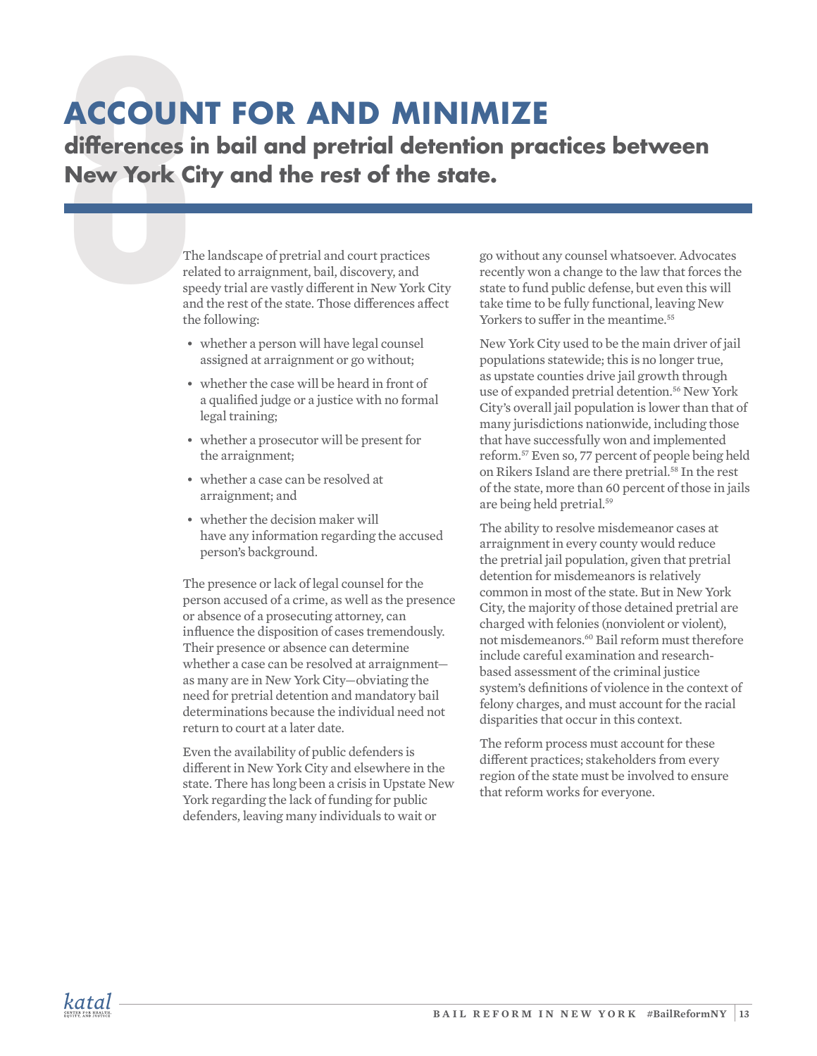# ACCOUNT FOR AND MINIMIZE

## differences in bail and pretrial detention practices between New York City and the rest of the state.

The landscape of pretrial and court practices related to arraignment, bail, discovery, and speedy trial are vastly different in New York City and the rest of the state. Those differences affect the following:

- whether a person will have legal counsel assigned at arraignment or go without;
- whether the case will be heard in front of a qualified judge or a justice with no formal legal training;
- whether a prosecutor will be present for the arraignment;
- whether a case can be resolved at arraignment; and
- whether the decision maker will have any information regarding the accused person's background.

The presence or lack of legal counsel for the person accused of a crime, as well as the presence or absence of a prosecuting attorney, can influence the disposition of cases tremendously. Their presence or absence can determine whether a case can be resolved at arraignment—as many are in New York City—obviating the need for pretrial detention and mandatory bail determinations because the individual need not return to court at a later date.

Even the availability of public defenders is different in New York City and elsewhere in the state. There has long been a crisis in Upstate New York regarding the lack of funding for public defenders, leaving many individuals to wait or go without any counsel whatsoever. Advocates recently won a change to the law that forces the state to fund public defense, but even this will take time to be fully functional, leaving New Yorkers to suffer in the meantime.[55]

New York City used to be the main driver of jail populations statewide; this is no longer true, as upstate counties drive jail growth through use of expanded pretrial detention.[56] New York City's overall jail population is lower than that of many jurisdictions nationwide, including those that have successfully won and implemented reform.[57] Even so, 77 percent of people being held on Rikers Island are there pretrial.[58] In the rest of the state, more than 60 percent of those in jails are being held pretrial.[59]

The ability to resolve misdemeanor cases at arraignment in every county would reduce the pretrial jail population, given that pretrial detention for misdemeanors is relatively common in most of the state. But in New York City, the majority of those detained pretrial are charged with felonies (nonviolent or violent), not misdemeanors.[60] Bail reform must therefore include careful examination and research-based assessment of the criminal justice system's definitions of violence in the context of felony charges, and must account for the racial disparities that occur in this context.

The reform process must account for these different practices; stakeholders from every region of the state must be involved to ensure that reform works for everyone.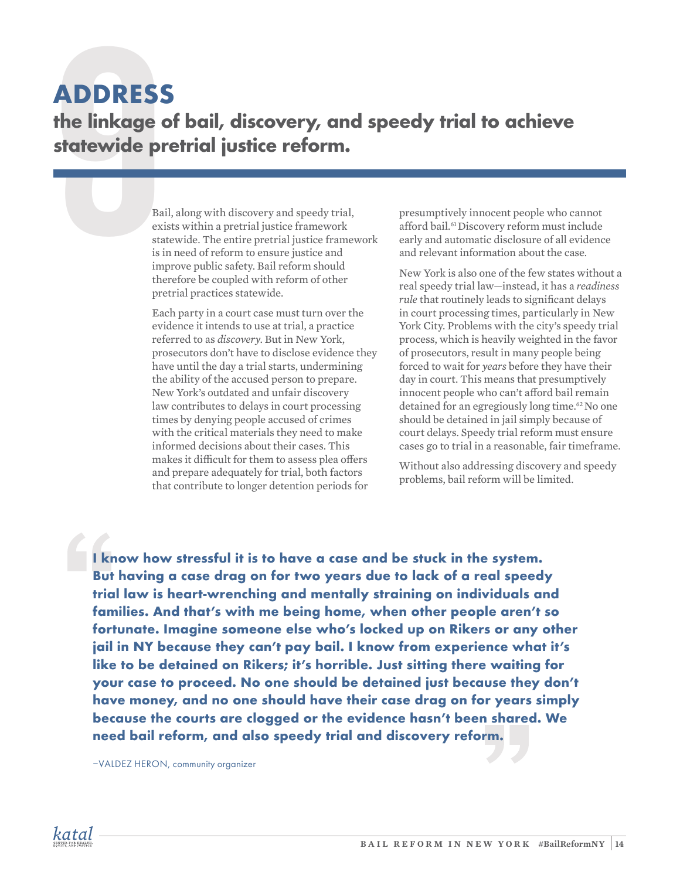# ADDRESS

## the linkage of bail, discovery, and speedy trial to achieve statewide pretrial justice reform.

Bail, along with discovery and speedy trial, exists within a pretrial justice framework statewide. The entire pretrial justice framework is in need of reform to ensure justice and improve public safety. Bail reform should therefore be coupled with reform of other pretrial practices statewide.

Each party in a court case must turn over the evidence it intends to use at trial, a practice referred to as *discovery*. But in New York, prosecutors don't have to disclose evidence they have until the day a trial starts, undermining the ability of the accused person to prepare. New York's outdated and unfair discovery law contributes to delays in court processing times by denying people accused of crimes with the critical materials they need to make informed decisions about their cases. This makes it difficult for them to assess plea offers and prepare adequately for trial, both factors that contribute to longer detention periods for presumptively innocent people who cannot afford bail.[61] Discovery reform must include early and automatic disclosure of all evidence and relevant information about the case.

New York is also one of the few states without a real speedy trial law—instead, it has a *readiness rule* that routinely leads to significant delays in court processing times, particularly in New York City. Problems with the city's speedy trial process, which is heavily weighted in the favor of prosecutors, result in many people being forced to wait for *years* before they have their day in court. This means that presumptively innocent people who can't afford bail remain detained for an egregiously long time.[62] No one should be detained in jail simply because of court delays. Speedy trial reform must ensure cases go to trial in a reasonable, fair timeframe.

Without also addressing discovery and speedy problems, bail reform will be limited.

> **I know how stressful it is to have a case and be stuck in the system. But having a case drag on for two years due to lack of a real speedy trial law is heart-wrenching and mentally straining on individuals and families. And that's with me being home, when other people aren't so fortunate. Imagine someone else who's locked up on Rikers or any other jail in NY because they can't pay bail. I know from experience what it's like to be detained on Rikers; it's horrible. Just sitting there waiting for your case to proceed. No one should be detained just because they don't have money, and no one should have their case drag on for years simply because the courts are clogged or the evidence hasn't been shared. We need bail reform, and also speedy trial and discovery reform.**
>
> —VALDEZ HERON, community organizer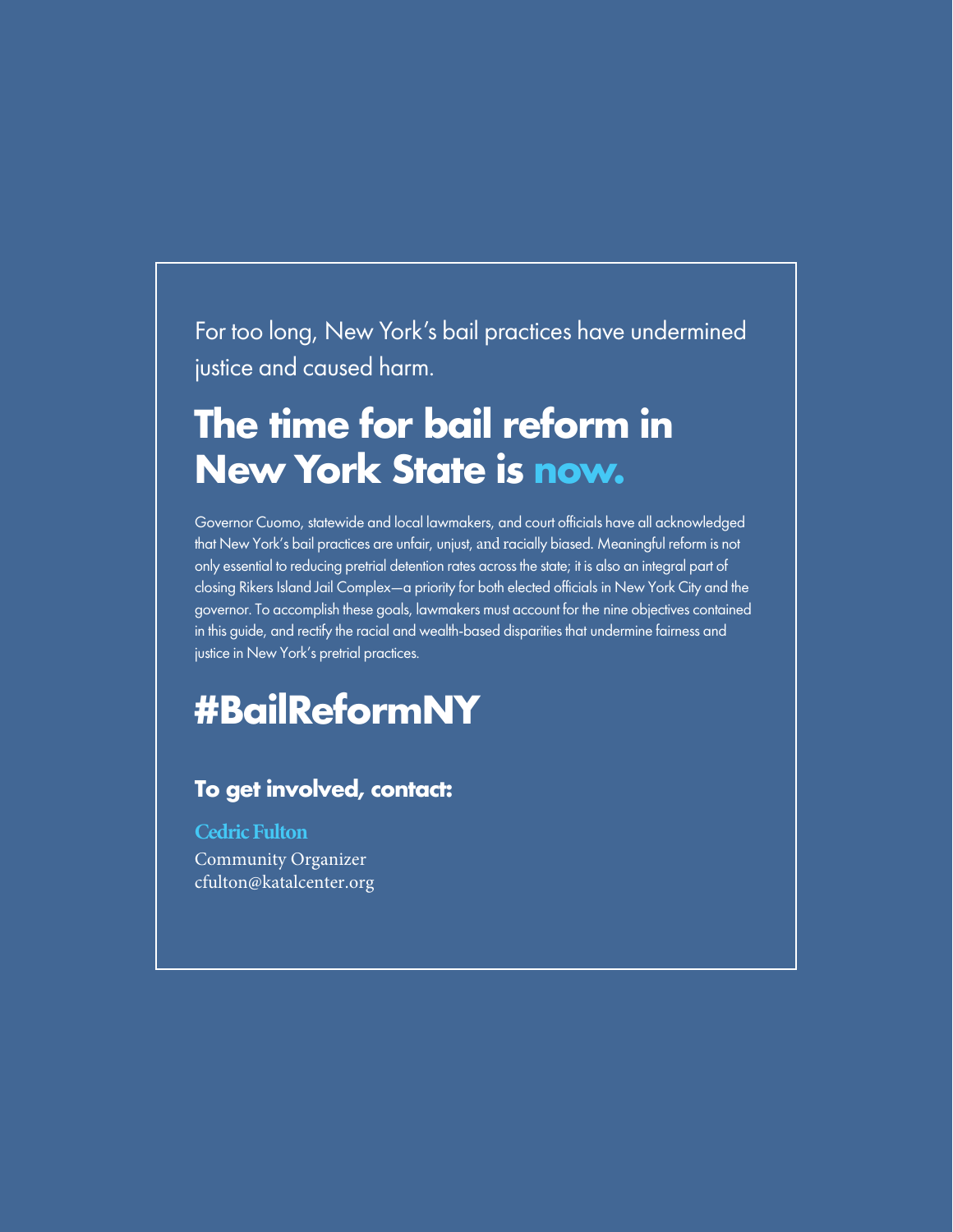For too long, New York's bail practices have undermined justice and caused harm.

# The time for bail reform in New York State is now.

Governor Cuomo, statewide and local lawmakers, and court officials have all acknowledged that New York's bail practices are unfair, unjust, and racially biased. Meaningful reform is not only essential to reducing pretrial detention rates across the state; it is also an integral part of closing Rikers Island Jail Complex—a priority for both elected officials in New York City and the governor. To accomplish these goals, lawmakers must account for the nine objectives contained in this guide, and rectify the racial and wealth-based disparities that undermine fairness and justice in New York's pretrial practices.

# #BailReformNY

### To get involved, contact:

**Cedric Fulton**
Community Organizer
cfulton@katalcenter.org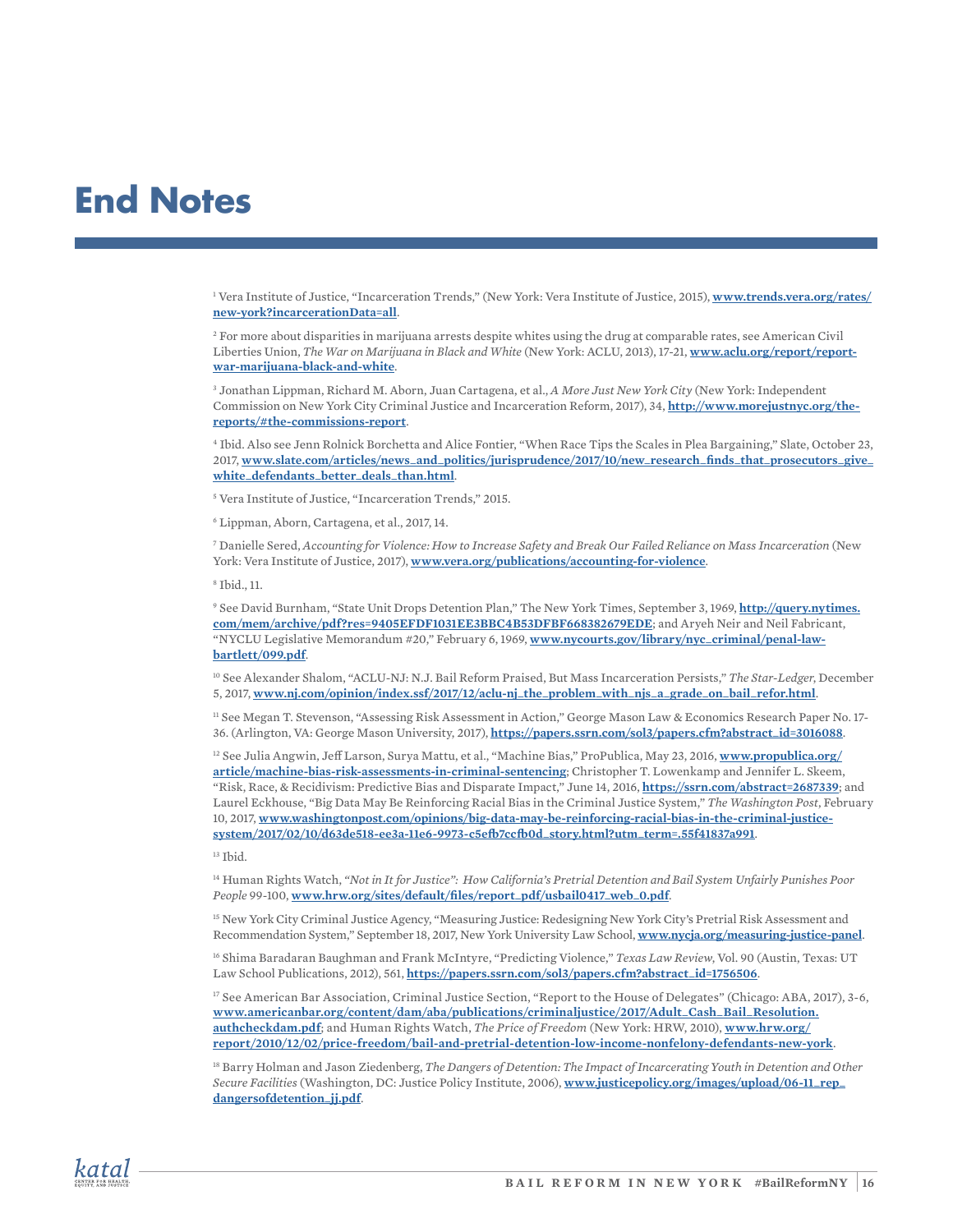# End Notes

[1] Vera Institute of Justice, "Incarceration Trends," (New York: Vera Institute of Justice, 2015), **www.trends.vera.org/rates/new-york?incarcerationData=all**.

[2] For more about disparities in marijuana arrests despite whites using the drug at comparable rates, see American Civil Liberties Union, *The War on Marijuana in Black and White* (New York: ACLU, 2013), 17-21, **www.aclu.org/report/report-war-marijuana-black-and-white**.

[3] Jonathan Lippman, Richard M. Aborn, Juan Cartagena, et al., *A More Just New York City* (New York: Independent Commission on New York City Criminal Justice and Incarceration Reform, 2017), 34, **http://www.morejustnyc.org/the-reports/#the-commissions-report**.

[4] Ibid. Also see Jenn Rolnick Borchetta and Alice Fontier, "When Race Tips the Scales in Plea Bargaining," Slate, October 23, 2017, **www.slate.com/articles/news_and_politics/jurisprudence/2017/10/new_research_finds_that_prosecutors_give_white_defendants_better_deals_than.html**.

[5] Vera Institute of Justice, "Incarceration Trends," 2015.

[6] Lippman, Aborn, Cartagena, et al., 2017, 14.

[7] Danielle Sered, *Accounting for Violence: How to Increase Safety and Break Our Failed Reliance on Mass Incarceration* (New York: Vera Institute of Justice, 2017), **www.vera.org/publications/accounting-for-violence**.

[8] Ibid., 11.

[9] See David Burnham, "State Unit Drops Detention Plan," The New York Times, September 3, 1969, **http://query.nytimes.com/mem/archive/pdf?res=9405EFDF1031EE3BBC4B53DFBF668382679EDE**; and Aryeh Neir and Neil Fabricant, "NYCLU Legislative Memorandum #20," February 6, 1969, **www.nycourts.gov/library/nyc_criminal/penal-law-bartlett/099.pdf**.

[10] See Alexander Shalom, "ACLU-NJ: N.J. Bail Reform Praised, But Mass Incarceration Persists," *The Star-Ledger*, December 5, 2017, **www.nj.com/opinion/index.ssf/2017/12/aclu-nj_the_problem_with_njs_a_grade_on_bail_refor.html**.

[11] See Megan T. Stevenson, "Assessing Risk Assessment in Action," George Mason Law & Economics Research Paper No. 17-36. (Arlington, VA: George Mason University, 2017), **https://papers.ssrn.com/sol3/papers.cfm?abstract_id=3016088**.

[12] See Julia Angwin, Jeff Larson, Surya Mattu, et al., "Machine Bias," ProPublica, May 23, 2016, **www.propublica.org/article/machine-bias-risk-assessments-in-criminal-sentencing**; Christopher T. Lowenkamp and Jennifer L. Skeem, "Risk, Race, & Recidivism: Predictive Bias and Disparate Impact," June 14, 2016, **https://ssrn.com/abstract=2687339**; and Laurel Eckhouse, "Big Data May Be Reinforcing Racial Bias in the Criminal Justice System," *The Washington Post*, February 10, 2017, **www.washingtonpost.com/opinions/big-data-may-be-reinforcing-racial-bias-in-the-criminal-justice-system/2017/02/10/d63de518-ee3a-11e6-9973-c5efb7ccfb0d_story.html?utm_term=.55f41837a991**.

[13] Ibid.

[14] Human Rights Watch, *"Not in It for Justice": How California's Pretrial Detention and Bail System Unfairly Punishes Poor People* 99-100, **www.hrw.org/sites/default/files/report_pdf/usbail0417_web_0.pdf**.

[15] New York City Criminal Justice Agency, "Measuring Justice: Redesigning New York City's Pretrial Risk Assessment and Recommendation System," September 18, 2017, New York University Law School, **www.nycja.org/measuring-justice-panel**.

[16] Shima Baradaran Baughman and Frank McIntyre, "Predicting Violence," *Texas Law Review*, Vol. 90 (Austin, Texas: UT Law School Publications, 2012), 561, **https://papers.ssrn.com/sol3/papers.cfm?abstract_id=1756506**.

[17] See American Bar Association, Criminal Justice Section, "Report to the House of Delegates" (Chicago: ABA, 2017), 3-6, **www.americanbar.org/content/dam/aba/publications/criminaljustice/2017/Adult_Cash_Bail_Resolution.authcheckdam.pdf**; and Human Rights Watch, *The Price of Freedom* (New York: HRW, 2010), **www.hrw.org/report/2010/12/02/price-freedom/bail-and-pretrial-detention-low-income-nonfelony-defendants-new-york**.

[18] Barry Holman and Jason Ziedenberg, *The Dangers of Detention: The Impact of Incarcerating Youth in Detention and Other Secure Facilities* (Washington, DC: Justice Policy Institute, 2006), **www.justicepolicy.org/images/upload/06-11_rep_dangersofdetention_jj.pdf**.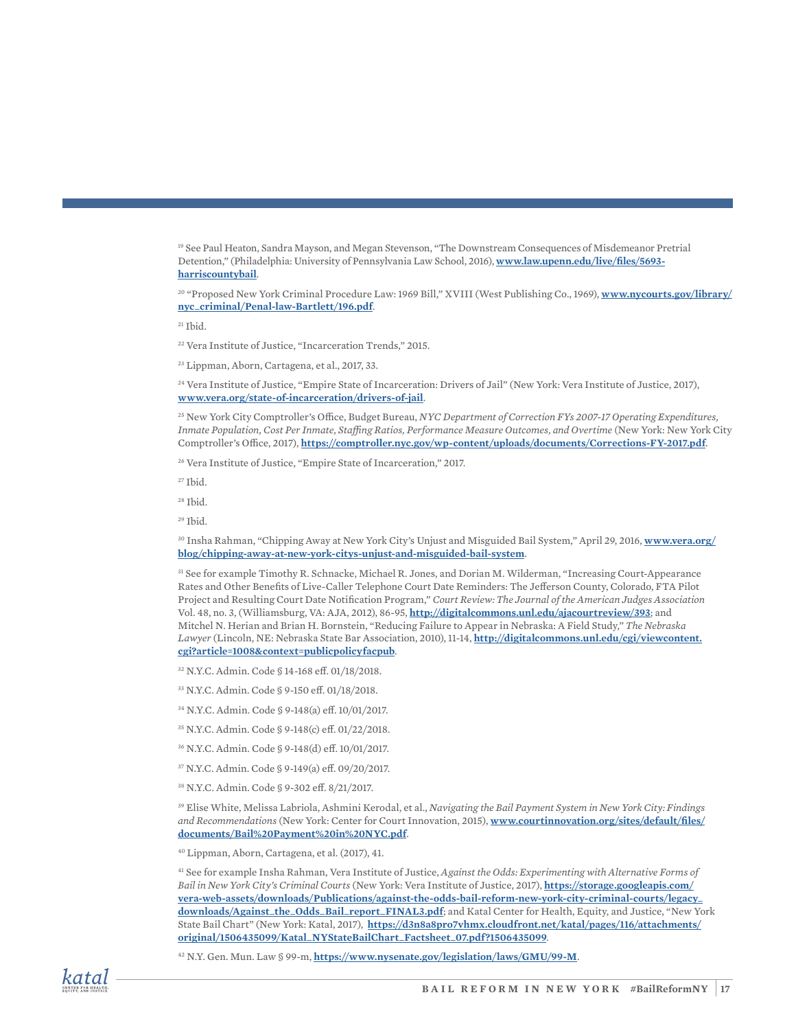[19] See Paul Heaton, Sandra Mayson, and Megan Stevenson, "The Downstream Consequences of Misdemeanor Pretrial Detention," (Philadelphia: University of Pennsylvania Law School, 2016), **www.law.upenn.edu/live/files/5693-harriscountybail**.

[20] "Proposed New York Criminal Procedure Law: 1969 Bill," XVIII (West Publishing Co., 1969), **www.nycourts.gov/library/nyc_criminal/Penal-law-Bartlett/196.pdf**.

[21] Ibid.

[22] Vera Institute of Justice, "Incarceration Trends," 2015.

[23] Lippman, Aborn, Cartagena, et al., 2017, 33.

[24] Vera Institute of Justice, "Empire State of Incarceration: Drivers of Jail" (New York: Vera Institute of Justice, 2017), **www.vera.org/state-of-incarceration/drivers-of-jail**.

[25] New York City Comptroller's Office, Budget Bureau, *NYC Department of Correction FYs 2007-17 Operating Expenditures, Inmate Population, Cost Per Inmate, Staffing Ratios, Performance Measure Outcomes, and Overtime* (New York: New York City Comptroller's Office, 2017), **https://comptroller.nyc.gov/wp-content/uploads/documents/Corrections-FY-2017.pdf**.

[26] Vera Institute of Justice, "Empire State of Incarceration," 2017.

[27] Ibid.

[28] Ibid.

[29] Ibid.

[30] Insha Rahman, "Chipping Away at New York City's Unjust and Misguided Bail System," April 29, 2016, **www.vera.org/blog/chipping-away-at-new-york-citys-unjust-and-misguided-bail-system**.

[31] See for example Timothy R. Schnacke, Michael R. Jones, and Dorian M. Wilderman, "Increasing Court-Appearance Rates and Other Benefits of Live-Caller Telephone Court Date Reminders: The Jefferson County, Colorado, FTA Pilot Project and Resulting Court Date Notification Program," *Court Review: The Journal of the American Judges Association* Vol. 48, no. 3, (Williamsburg, VA: AJA, 2012), 86-95, **http://digitalcommons.unl.edu/ajacourtreview/393**; and Mitchel N. Herian and Brian H. Bornstein, "Reducing Failure to Appear in Nebraska: A Field Study," *The Nebraska Lawyer* (Lincoln, NE: Nebraska State Bar Association, 2010), 11-14, **http://digitalcommons.unl.edu/cgi/viewcontent.cgi?article=1008&context=publicpolicyfacpub**.

[32] N.Y.C. Admin. Code § 14-168 eff. 01/18/2018.

[33] N.Y.C. Admin. Code § 9-150 eff. 01/18/2018.

[34] N.Y.C. Admin. Code § 9-148(a) eff. 10/01/2017.

[35] N.Y.C. Admin. Code § 9-148(c) eff. 01/22/2018.

[36] N.Y.C. Admin. Code § 9-148(d) eff. 10/01/2017.

[37] N.Y.C. Admin. Code § 9-149(a) eff. 09/20/2017.

[38] N.Y.C. Admin. Code § 9-302 eff. 8/21/2017.

[39] Elise White, Melissa Labriola, Ashmini Kerodal, et al., *Navigating the Bail Payment System in New York City: Findings and Recommendations* (New York: Center for Court Innovation, 2015), **www.courtinnovation.org/sites/default/files/documents/Bail%20Payment%20in%20NYC.pdf**.

[40] Lippman, Aborn, Cartagena, et al. (2017), 41.

[41] See for example Insha Rahman, Vera Institute of Justice, *Against the Odds: Experimenting with Alternative Forms of Bail in New York City's Criminal Courts* (New York: Vera Institute of Justice, 2017), **https://storage.googleapis.com/vera-web-assets/downloads/Publications/against-the-odds-bail-reform-new-york-city-criminal-courts/legacy_downloads/Against_the_Odds_Bail_report_FINAL3.pdf**; and Katal Center for Health, Equity, and Justice, "New York State Bail Chart" (New York: Katal, 2017), **https://d3n8a8pro7vhmx.cloudfront.net/katal/pages/116/attachments/original/1506435099/Katal_NYStateBailChart_Factsheet_07.pdf?1506435099**.

[42] N.Y. Gen. Mun. Law § 99-m, **https://www.nysenate.gov/legislation/laws/GMU/99-M**.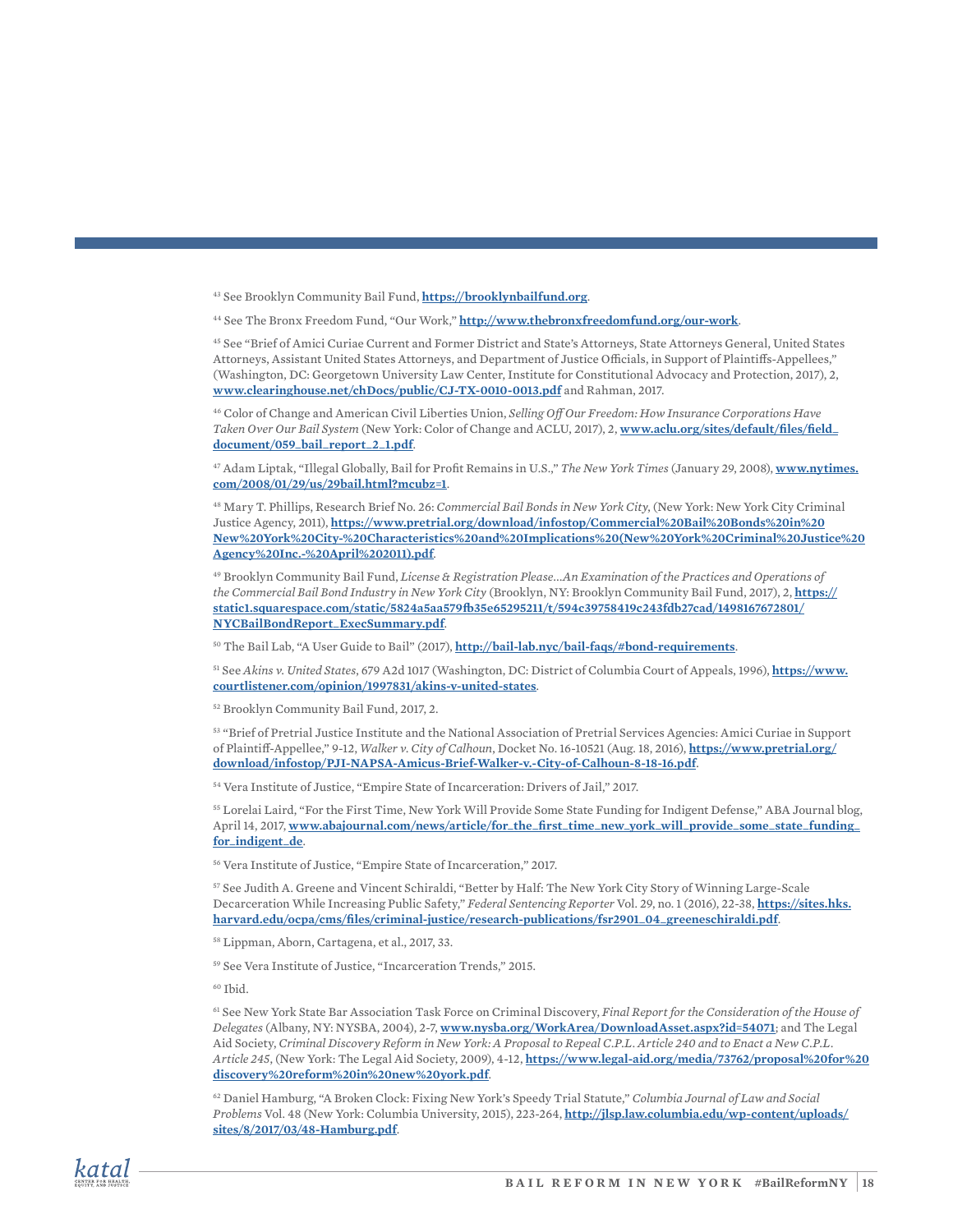[43] See Brooklyn Community Bail Fund, **https://brooklynbailfund.org**.

[44] See The Bronx Freedom Fund, "Our Work," **http://www.thebronxfreedomfund.org/our-work**.

[45] See "Brief of Amici Curiae Current and Former District and State's Attorneys, State Attorneys General, United States Attorneys, Assistant United States Attorneys, and Department of Justice Officials, in Support of Plaintiffs-Appellees," (Washington, DC: Georgetown University Law Center, Institute for Constitutional Advocacy and Protection, 2017), 2, **www.clearinghouse.net/chDocs/public/CJ-TX-0010-0013.pdf** and Rahman, 2017.

[46] Color of Change and American Civil Liberties Union, *Selling Off Our Freedom: How Insurance Corporations Have Taken Over Our Bail System* (New York: Color of Change and ACLU, 2017), 2, **www.aclu.org/sites/default/files/field_document/059_bail_report_2_1.pdf**.

[47] Adam Liptak, "Illegal Globally, Bail for Profit Remains in U.S.," *The New York Times* (January 29, 2008), **www.nytimes.com/2008/01/29/us/29bail.html?mcubz=1**.

[48] Mary T. Phillips, Research Brief No. 26: *Commercial Bail Bonds in New York City*, (New York: New York City Criminal Justice Agency, 2011), **https://www.pretrial.org/download/infostop/Commercial%20Bail%20Bonds%20in%20New%20York%20City-%20Characteristics%20and%20Implications%20(New%20York%20Criminal%20Justice%20Agency%20Inc.-%20April%202011).pdf**.

[49] Brooklyn Community Bail Fund, *License & Registration Please…An Examination of the Practices and Operations of the Commercial Bail Bond Industry in New York City* (Brooklyn, NY: Brooklyn Community Bail Fund, 2017), 2, **https://static1.squarespace.com/static/5824a5aa579fb35e65295211/t/594c39758419c243fdb27cad/1498167672801/NYCBailBondReport_ExecSummary.pdf**.

[50] The Bail Lab, "A User Guide to Bail" (2017), **http://bail-lab.nyc/bail-faqs/#bond-requirements**.

[51] See *Akins v. United States*, 679 A2d 1017 (Washington, DC: District of Columbia Court of Appeals, 1996), **https://www.courtlistener.com/opinion/1997831/akins-v-united-states**.

[52] Brooklyn Community Bail Fund, 2017, 2.

[53] "Brief of Pretrial Justice Institute and the National Association of Pretrial Services Agencies: Amici Curiae in Support of Plaintiff-Appellee," 9-12, *Walker v. City of Calhoun*, Docket No. 16-10521 (Aug. 18, 2016), **https://www.pretrial.org/download/infostop/PJI-NAPSA-Amicus-Brief-Walker-v.-City-of-Calhoun-8-18-16.pdf**.

[54] Vera Institute of Justice, "Empire State of Incarceration: Drivers of Jail," 2017.

[55] Lorelai Laird, "For the First Time, New York Will Provide Some State Funding for Indigent Defense," ABA Journal blog, April 14, 2017, **www.abajournal.com/news/article/for_the_first_time_new_york_will_provide_some_state_funding_for_indigent_de**.

[56] Vera Institute of Justice, "Empire State of Incarceration," 2017.

[57] See Judith A. Greene and Vincent Schiraldi, "Better by Half: The New York City Story of Winning Large-Scale Decarceration While Increasing Public Safety," *Federal Sentencing Reporter* Vol. 29, no. 1 (2016), 22-38, **https://sites.hks.harvard.edu/ocpa/cms/files/criminal-justice/research-publications/fsr2901_04_greeneschiraldi.pdf**.

[58] Lippman, Aborn, Cartagena, et al., 2017, 33.

[59] See Vera Institute of Justice, "Incarceration Trends," 2015.

[60] Ibid.

[61] See New York State Bar Association Task Force on Criminal Discovery, *Final Report for the Consideration of the House of Delegates* (Albany, NY: NYSBA, 2004), 2-7, **www.nysba.org/WorkArea/DownloadAsset.aspx?id=54071**; and The Legal Aid Society, *Criminal Discovery Reform in New York: A Proposal to Repeal C.P.L. Article 240 and to Enact a New C.P.L. Article 245*, (New York: The Legal Aid Society, 2009), 4-12, **https://www.legal-aid.org/media/73762/proposal%20for%20discovery%20reform%20in%20new%20york.pdf**.

[62] Daniel Hamburg, "A Broken Clock: Fixing New York's Speedy Trial Statute," *Columbia Journal of Law and Social Problems* Vol. 48 (New York: Columbia University, 2015), 223-264, **http://jlsp.law.columbia.edu/wp-content/uploads/sites/8/2017/03/48-Hamburg.pdf**.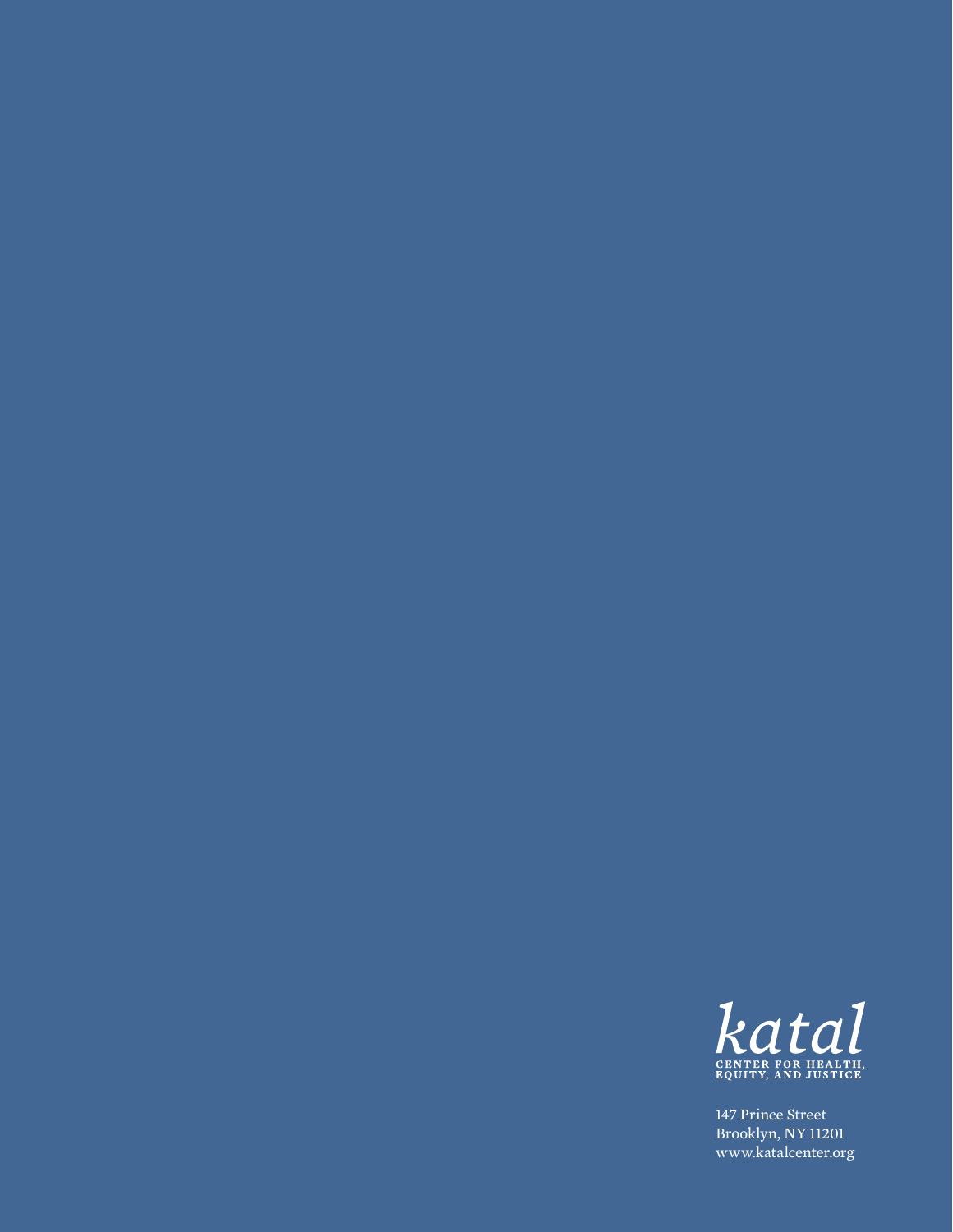*katal*

CENTER FOR HEALTH, EQUITY, AND JUSTICE

147 Prince Street
Brooklyn, NY 11201
www.katalcenter.org